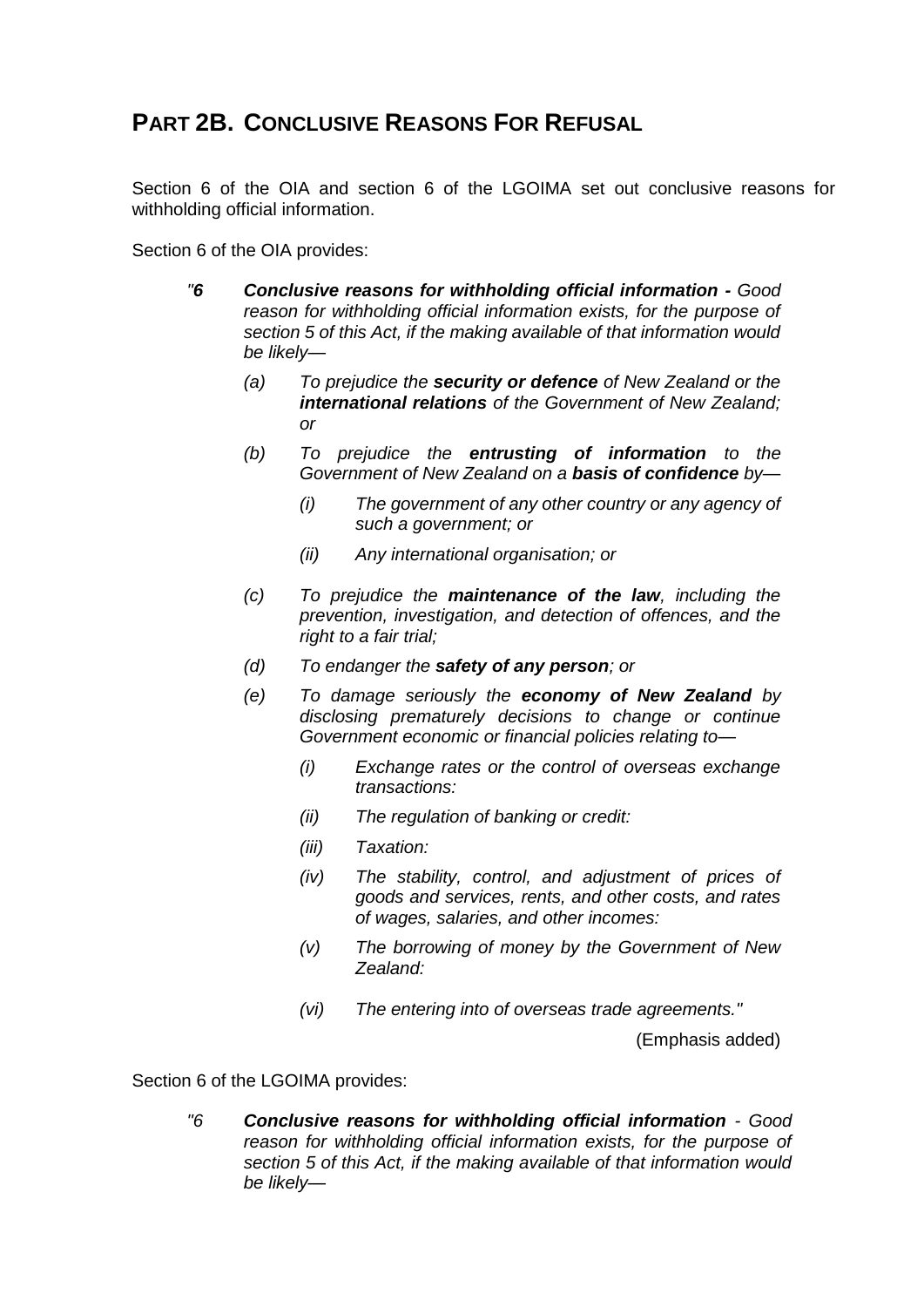# PART 2B. CONCLUSIVE REASONS FOR REFUSAL

Section 6 of the OIA and section 6 of the LGOIMA set out conclusive reasons for withholding official information.

Section 6 of the OIA provides:

> *"**6** **Conclusive reasons for withholding official information -** Good reason for withholding official information exists, for the purpose of section 5 of this Act, if the making available of that information would be likely—*
>
> *(a) To prejudice the **security or defence** of New Zealand or the **international relations** of the Government of New Zealand; or*
>
> *(b) To prejudice the **entrusting of information** to the Government of New Zealand on a **basis of confidence** by—*
>
> *(i) The government of any other country or any agency of such a government; or*
>
> *(ii) Any international organisation; or*
>
> *(c) To prejudice the **maintenance of the law**, including the prevention, investigation, and detection of offences, and the right to a fair trial;*
>
> *(d) To endanger the **safety of any person**; or*
>
> *(e) To damage seriously the **economy of New Zealand** by disclosing prematurely decisions to change or continue Government economic or financial policies relating to—*
>
> *(i) Exchange rates or the control of overseas exchange transactions:*
>
> *(ii) The regulation of banking or credit:*
>
> *(iii) Taxation:*
>
> *(iv) The stability, control, and adjustment of prices of goods and services, rents, and other costs, and rates of wages, salaries, and other incomes:*
>
> *(v) The borrowing of money by the Government of New Zealand:*
>
> *(vi) The entering into of overseas trade agreements."*
>
> (Emphasis added)

Section 6 of the LGOIMA provides:

> *"6 **Conclusive reasons for withholding official information** - Good reason for withholding official information exists, for the purpose of section 5 of this Act, if the making available of that information would be likely—*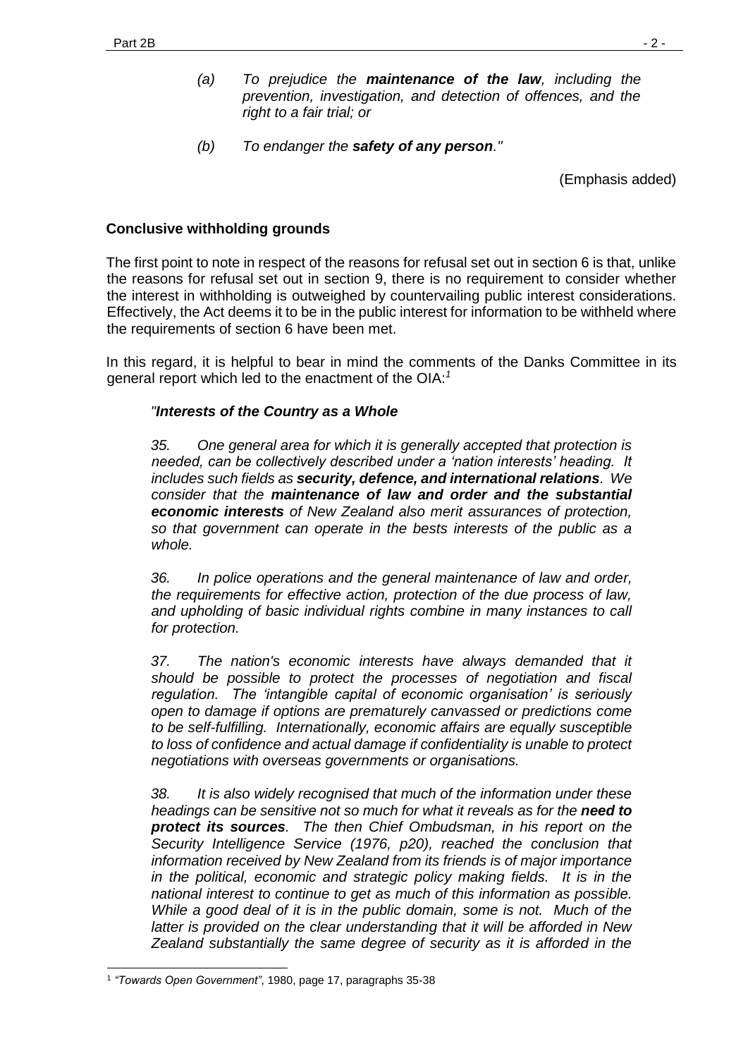> *(a) To prejudice the **maintenance of the law**, including the prevention, investigation, and detection of offences, and the right to a fair trial; or*
>
> *(b) To endanger the **safety of any person**."*

(Emphasis added)

## Conclusive withholding grounds

The first point to note in respect of the reasons for refusal set out in section 6 is that, unlike the reasons for refusal set out in section 9, there is no requirement to consider whether the interest in withholding is outweighed by countervailing public interest considerations. Effectively, the Act deems it to be in the public interest for information to be withheld where the requirements of section 6 have been met.

In this regard, it is helpful to bear in mind the comments of the Danks Committee in its general report which led to the enactment of the OIA:[1]

> *"**Interests of the Country as a Whole***
>
> *35. One general area for which it is generally accepted that protection is needed, can be collectively described under a 'nation interests' heading. It includes such fields as **security, defence, and international relations**. We consider that the **maintenance of law and order and the substantial economic interests** of New Zealand also merit assurances of protection, so that government can operate in the bests interests of the public as a whole.*
>
> *36. In police operations and the general maintenance of law and order, the requirements for effective action, protection of the due process of law, and upholding of basic individual rights combine in many instances to call for protection.*
>
> *37. The nation's economic interests have always demanded that it should be possible to protect the processes of negotiation and fiscal regulation. The 'intangible capital of economic organisation' is seriously open to damage if options are prematurely canvassed or predictions come to be self-fulfilling. Internationally, economic affairs are equally susceptible to loss of confidence and actual damage if confidentiality is unable to protect negotiations with overseas governments or organisations.*
>
> *38. It is also widely recognised that much of the information under these headings can be sensitive not so much for what it reveals as for the **need to protect its sources**. The then Chief Ombudsman, in his report on the Security Intelligence Service (1976, p20), reached the conclusion that information received by New Zealand from its friends is of major importance in the political, economic and strategic policy making fields. It is in the national interest to continue to get as much of this information as possible. While a good deal of it is in the public domain, some is not. Much of the latter is provided on the clear understanding that it will be afforded in New Zealand substantially the same degree of security as it is afforded in the*

---

[1] *"Towards Open Government"*, 1980, page 17, paragraphs 35-38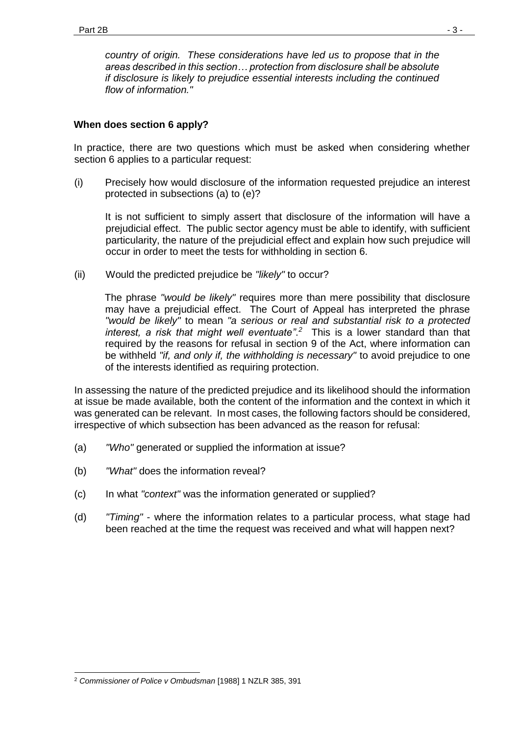*country of origin. These considerations have led us to propose that in the areas described in this section… protection from disclosure shall be absolute if disclosure is likely to prejudice essential interests including the continued flow of information."*

**When does section 6 apply?**

In practice, there are two questions which must be asked when considering whether section 6 applies to a particular request:

(i) Precisely how would disclosure of the information requested prejudice an interest protected in subsections (a) to (e)?

It is not sufficient to simply assert that disclosure of the information will have a prejudicial effect. The public sector agency must be able to identify, with sufficient particularity, the nature of the prejudicial effect and explain how such prejudice will occur in order to meet the tests for withholding in section 6.

(ii) Would the predicted prejudice be *"likely"* to occur?

The phrase *"would be likely"* requires more than mere possibility that disclosure may have a prejudicial effect. The Court of Appeal has interpreted the phrase *"would be likely"* to mean *"a serious or real and substantial risk to a protected interest, a risk that might well eventuate"*.[2] This is a lower standard than that required by the reasons for refusal in section 9 of the Act, where information can be withheld *"if, and only if, the withholding is necessary"* to avoid prejudice to one of the interests identified as requiring protection.

In assessing the nature of the predicted prejudice and its likelihood should the information at issue be made available, both the content of the information and the context in which it was generated can be relevant. In most cases, the following factors should be considered, irrespective of which subsection has been advanced as the reason for refusal:

(a) *"Who"* generated or supplied the information at issue?

(b) *"What"* does the information reveal?

(c) In what *"context"* was the information generated or supplied?

(d) *"Timing"* - where the information relates to a particular process, what stage had been reached at the time the request was received and what will happen next?

---

[2] *Commissioner of Police v Ombudsman* [1988] 1 NZLR 385, 391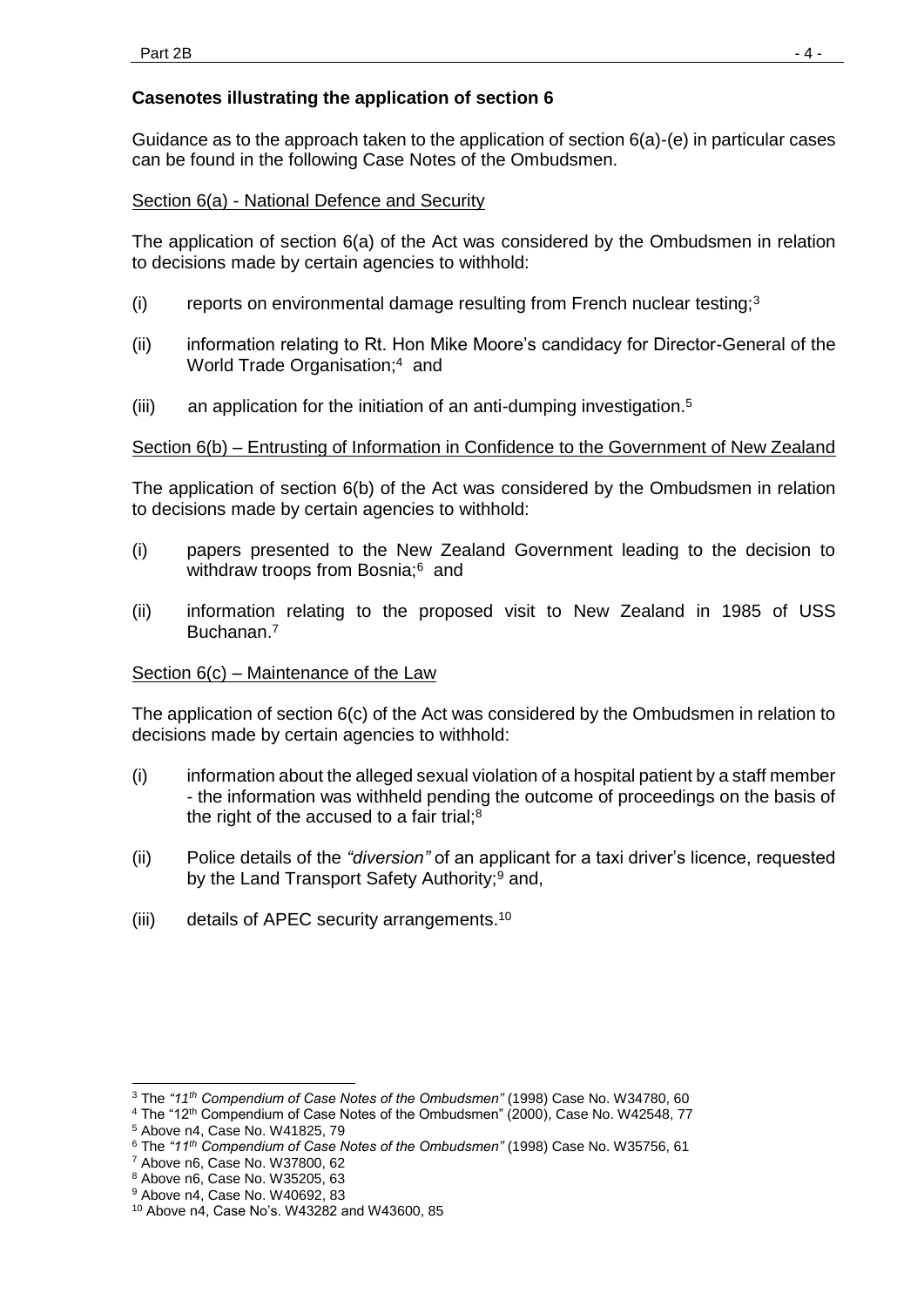## Casenotes illustrating the application of section 6

Guidance as to the approach taken to the application of section 6(a)-(e) in particular cases can be found in the following Case Notes of the Ombudsmen.

Section 6(a) - National Defence and Security

The application of section 6(a) of the Act was considered by the Ombudsmen in relation to decisions made by certain agencies to withhold:

(i) reports on environmental damage resulting from French nuclear testing;[3]

(ii) information relating to Rt. Hon Mike Moore's candidacy for Director-General of the World Trade Organisation;[4] and

(iii) an application for the initiation of an anti-dumping investigation.[5]

Section 6(b) – Entrusting of Information in Confidence to the Government of New Zealand

The application of section 6(b) of the Act was considered by the Ombudsmen in relation to decisions made by certain agencies to withhold:

(i) papers presented to the New Zealand Government leading to the decision to withdraw troops from Bosnia;[6] and

(ii) information relating to the proposed visit to New Zealand in 1985 of USS Buchanan.[7]

Section 6(c) – Maintenance of the Law

The application of section 6(c) of the Act was considered by the Ombudsmen in relation to decisions made by certain agencies to withhold:

(i) information about the alleged sexual violation of a hospital patient by a staff member - the information was withheld pending the outcome of proceedings on the basis of the right of the accused to a fair trial;[8]

(ii) Police details of the *"diversion"* of an applicant for a taxi driver's licence, requested by the Land Transport Safety Authority;[9] and,

(iii) details of APEC security arrangements.[10]

---

[3] The *"11th Compendium of Case Notes of the Ombudsmen"* (1998) Case No. W34780, 60

[4] The "12th Compendium of Case Notes of the Ombudsmen" (2000), Case No. W42548, 77

[5] Above n4, Case No. W41825, 79

[6] The *"11th Compendium of Case Notes of the Ombudsmen"* (1998) Case No. W35756, 61

[7] Above n6, Case No. W37800, 62

[8] Above n6, Case No. W35205, 63

[9] Above n4, Case No. W40692, 83

[10] Above n4, Case No's. W43282 and W43600, 85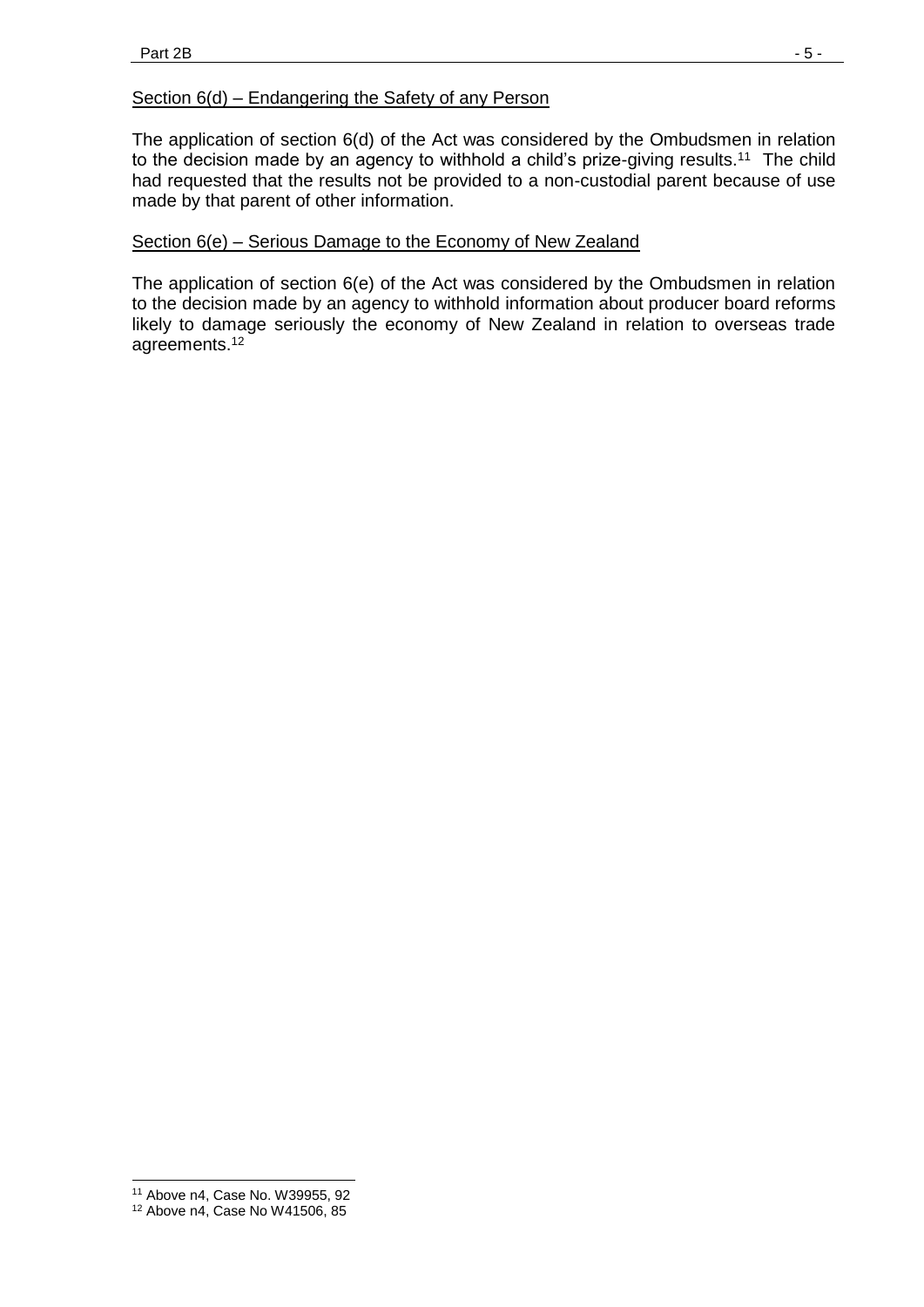Section 6(d) – Endangering the Safety of any Person

The application of section 6(d) of the Act was considered by the Ombudsmen in relation to the decision made by an agency to withhold a child's prize-giving results.[11] The child had requested that the results not be provided to a non-custodial parent because of use made by that parent of other information.

Section 6(e) – Serious Damage to the Economy of New Zealand

The application of section 6(e) of the Act was considered by the Ombudsmen in relation to the decision made by an agency to withhold information about producer board reforms likely to damage seriously the economy of New Zealand in relation to overseas trade agreements.[12]

---

[11] Above n4, Case No. W39955, 92

[12] Above n4, Case No W41506, 85